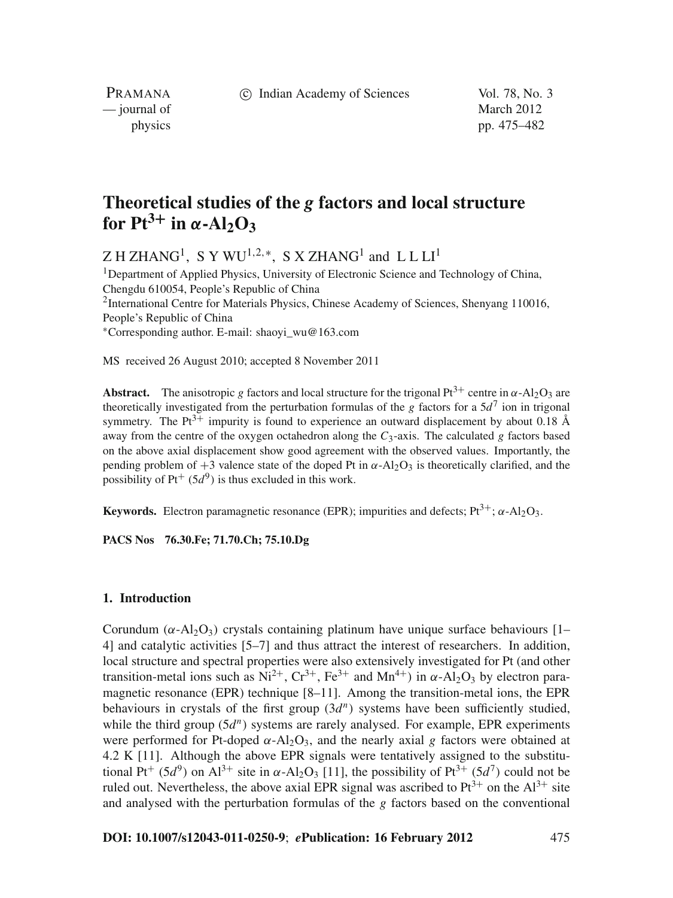# Theoretical studies of the *g* factors and local structure for $Pt^{3+}$ in $\alpha$-$Al_2O_3$

Z H ZHANG[1], S Y WU[1,2,*], S X ZHANG[1] and L L LI[1]

[1]Department of Applied Physics, University of Electronic Science and Technology of China, Chengdu 610054, People's Republic of China

[2]International Centre for Materials Physics, Chinese Academy of Sciences, Shenyang 110016, People's Republic of China

*Corresponding author. E-mail: shaoyi_wu@163.com

MS received 26 August 2010; accepted 8 November 2011

**Abstract.** The anisotropic *g* factors and local structure for the trigonal $Pt^{3+}$ centre in $\alpha$-$Al_2O_3$ are theoretically investigated from the perturbation formulas of the *g* factors for a $5d^7$ ion in trigonal symmetry. The $Pt^{3+}$ impurity is found to experience an outward displacement by about 0.18 Å away from the centre of the oxygen octahedron along the $C_3$-axis. The calculated *g* factors based on the above axial displacement show good agreement with the observed values. Importantly, the pending problem of +3 valence state of the doped Pt in $\alpha$-$Al_2O_3$ is theoretically clarified, and the possibility of $Pt^+$ ($5d^9$) is thus excluded in this work.

**Keywords.** Electron paramagnetic resonance (EPR); impurities and defects; $Pt^{3+}$; $\alpha$-$Al_2O_3$.

**PACS Nos** 76.30.Fe; 71.70.Ch; 75.10.Dg

## 1. Introduction

Corundum ($\alpha$-$Al_2O_3$) crystals containing platinum have unique surface behaviours [1–4] and catalytic activities [5–7] and thus attract the interest of researchers. In addition, local structure and spectral properties were also extensively investigated for Pt (and other transition-metal ions such as $Ni^{2+}$, $Cr^{3+}$, $Fe^{3+}$ and $Mn^{4+}$) in $\alpha$-$Al_2O_3$ by electron paramagnetic resonance (EPR) technique [8–11]. Among the transition-metal ions, the EPR behaviours in crystals of the first group ($3d^n$) systems have been sufficiently studied, while the third group ($5d^n$) systems are rarely analysed. For example, EPR experiments were performed for Pt-doped $\alpha$-$Al_2O_3$, and the nearly axial *g* factors were obtained at 4.2 K [11]. Although the above EPR signals were tentatively assigned to the substitutional $Pt^+$ ($5d^9$) on $Al^{3+}$ site in $\alpha$-$Al_2O_3$ [11], the possibility of $Pt^{3+}$ ($5d^7$) could not be ruled out. Nevertheless, the above axial EPR signal was ascribed to $Pt^{3+}$ on the $Al^{3+}$ site and analysed with the perturbation formulas of the *g* factors based on the conventional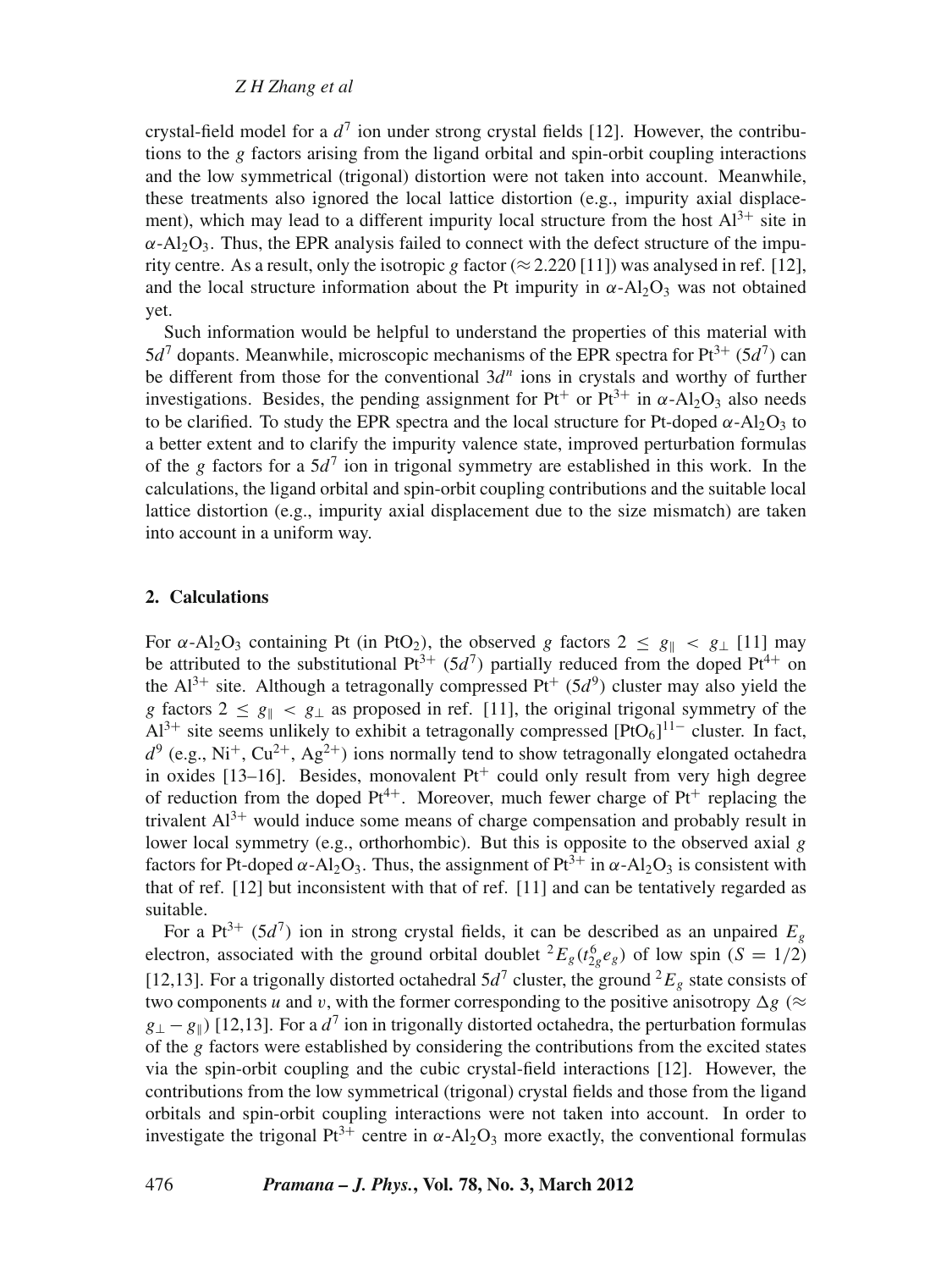crystal-field model for a $d^7$ ion under strong crystal fields [12]. However, the contributions to the $g$ factors arising from the ligand orbital and spin-orbit coupling interactions and the low symmetrical (trigonal) distortion were not taken into account. Meanwhile, these treatments also ignored the local lattice distortion (e.g., impurity axial displacement), which may lead to a different impurity local structure from the host $Al^{3+}$ site in $\alpha$-$Al_2O_3$. Thus, the EPR analysis failed to connect with the defect structure of the impurity centre. As a result, only the isotropic $g$ factor ($\approx 2.220$ [11]) was analysed in ref. [12], and the local structure information about the Pt impurity in $\alpha$-$Al_2O_3$ was not obtained yet.

Such information would be helpful to understand the properties of this material with $5d^7$ dopants. Meanwhile, microscopic mechanisms of the EPR spectra for $Pt^{3+}$ ($5d^7$) can be different from those for the conventional $3d^n$ ions in crystals and worthy of further investigations. Besides, the pending assignment for $Pt^+$ or $Pt^{3+}$ in $\alpha$-$Al_2O_3$ also needs to be clarified. To study the EPR spectra and the local structure for Pt-doped $\alpha$-$Al_2O_3$ to a better extent and to clarify the impurity valence state, improved perturbation formulas of the $g$ factors for a $5d^7$ ion in trigonal symmetry are established in this work. In the calculations, the ligand orbital and spin-orbit coupling contributions and the suitable local lattice distortion (e.g., impurity axial displacement due to the size mismatch) are taken into account in a uniform way.

## 2. Calculations

For $\alpha$-$Al_2O_3$ containing Pt (in $PtO_2$), the observed $g$ factors $2 \leq g_\parallel < g_\perp$ [11] may be attributed to the substitutional $Pt^{3+}$ ($5d^7$) partially reduced from the doped $Pt^{4+}$ on the $Al^{3+}$ site. Although a tetragonally compressed $Pt^+$ ($5d^9$) cluster may also yield the $g$ factors $2 \leq g_\parallel < g_\perp$ as proposed in ref. [11], the original trigonal symmetry of the $Al^{3+}$ site seems unlikely to exhibit a tetragonally compressed $[PtO_6]^{11-}$ cluster. In fact, $d^9$ (e.g., $Ni^+$, $Cu^{2+}$, $Ag^{2+}$) ions normally tend to show tetragonally elongated octahedra in oxides [13–16]. Besides, monovalent $Pt^+$ could only result from very high degree of reduction from the doped $Pt^{4+}$. Moreover, much fewer charge of $Pt^+$ replacing the trivalent $Al^{3+}$ would induce some means of charge compensation and probably result in lower local symmetry (e.g., orthorhombic). But this is opposite to the observed axial $g$ factors for Pt-doped $\alpha$-$Al_2O_3$. Thus, the assignment of $Pt^{3+}$ in $\alpha$-$Al_2O_3$ is consistent with that of ref. [12] but inconsistent with that of ref. [11] and can be tentatively regarded as suitable.

For a $Pt^{3+}$ ($5d^7$) ion in strong crystal fields, it can be described as an unpaired $E_g$ electron, associated with the ground orbital doublet ${}^2E_g(t_{2g}^6 e_g)$ of low spin ($S = 1/2$) [12,13]. For a trigonally distorted octahedral $5d^7$ cluster, the ground ${}^2E_g$ state consists of two components $u$ and $v$, with the former corresponding to the positive anisotropy $\Delta g$ ($\approx g_\perp - g_\parallel$) [12,13]. For a $d^7$ ion in trigonally distorted octahedra, the perturbation formulas of the $g$ factors were established by considering the contributions from the excited states via the spin-orbit coupling and the cubic crystal-field interactions [12]. However, the contributions from the low symmetrical (trigonal) crystal fields and those from the ligand orbitals and spin-orbit coupling interactions were not taken into account. In order to investigate the trigonal $Pt^{3+}$ centre in $\alpha$-$Al_2O_3$ more exactly, the conventional formulas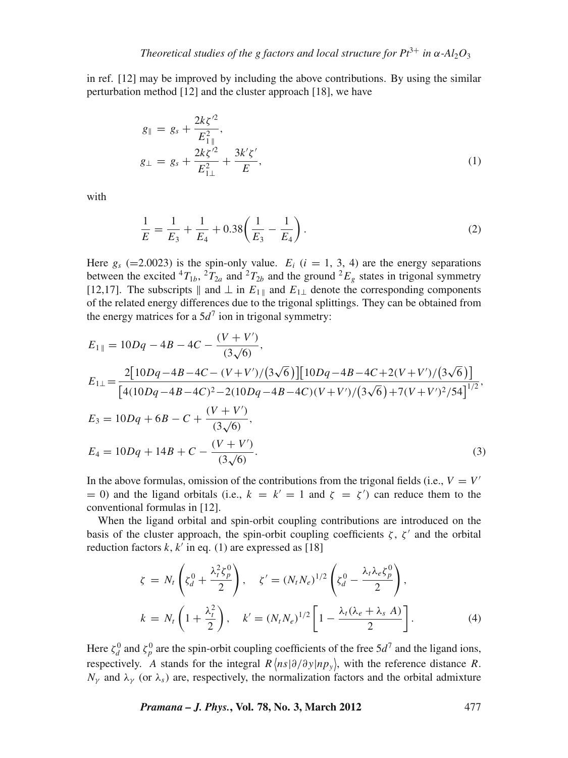in ref. [12] may be improved by including the above contributions. By using the similar perturbation method [12] and the cluster approach [18], we have

$$
\begin{aligned}
g_{\parallel} &= g_s + \frac{2k\zeta'^2}{E_{1\parallel}^2}, \\
g_{\perp} &= g_s + \frac{2k\zeta'^2}{E_{1\perp}^2} + \frac{3k'\zeta'}{E},
\end{aligned}
\tag{1}
$$

with

$$
\frac{1}{E} = \frac{1}{E_3} + \frac{1}{E_4} + 0.38\left(\frac{1}{E_3} - \frac{1}{E_4}\right). \tag{2}
$$

Here $g_s$ (=2.0023) is the spin-only value. $E_i$ ($i$ = 1, 3, 4) are the energy separations between the excited ${}^4T_{1b}$, ${}^2T_{2a}$ and ${}^2T_{2b}$ and the ground ${}^2E_g$ states in trigonal symmetry [12,17]. The subscripts $\parallel$ and $\perp$ in $E_{1\parallel}$ and $E_{1\perp}$ denote the corresponding components of the related energy differences due to the trigonal splittings. They can be obtained from the energy matrices for a $5d^7$ ion in trigonal symmetry:

$$
\begin{aligned}
E_{1\parallel} &= 10Dq - 4B - 4C - \frac{(V + V')}{(3\sqrt{6})}, \\
E_{1\perp} &= \frac{2\left[10Dq - 4B - 4C - (V+V')/\left(3\sqrt{6}\right)\right]\left[10Dq - 4B - 4C + 2(V+V')/\left(3\sqrt{6}\right)\right]}{\left[4(10Dq-4B-4C)^2 - 2(10Dq-4B-4C)(V+V')/\left(3\sqrt{6}\right) + 7(V+V')^2/54\right]^{1/2}}, \\
E_3 &= 10Dq + 6B - C + \frac{(V + V')}{(3\sqrt{6})}, \\
E_4 &= 10Dq + 14B + C - \frac{(V + V')}{(3\sqrt{6})}.
\end{aligned}
\tag{3}
$$

In the above formulas, omission of the contributions from the trigonal fields (i.e., $V = V' = 0$) and the ligand orbitals (i.e., $k = k' = 1$ and $\zeta = \zeta'$) can reduce them to the conventional formulas in [12].

When the ligand orbital and spin-orbit coupling contributions are introduced on the basis of the cluster approach, the spin-orbit coupling coefficients $\zeta$, $\zeta'$ and the orbital reduction factors $k$, $k'$ in eq. (1) are expressed as [18]

$$
\begin{aligned}
\zeta &= N_t\left(\zeta_d^0 + \frac{\lambda_t^2\zeta_p^0}{2}\right), \quad \zeta' = (N_t N_e)^{1/2}\left(\zeta_d^0 - \frac{\lambda_t\lambda_e\zeta_p^0}{2}\right), \\
k &= N_t\left(1 + \frac{\lambda_t^2}{2}\right), \quad k' = (N_t N_e)^{1/2}\left[1 - \frac{\lambda_t(\lambda_e + \lambda_s A)}{2}\right].
\end{aligned}
\tag{4}
$$

Here $\zeta_d^0$ and $\zeta_p^0$ are the spin-orbit coupling coefficients of the free $5d^7$ and the ligand ions, respectively. $A$ stands for the integral $R\langle ns|\partial/\partial y|np_y\rangle$, with the reference distance $R$. $N_\gamma$ and $\lambda_\gamma$ (or $\lambda_s$) are, respectively, the normalization factors and the orbital admixture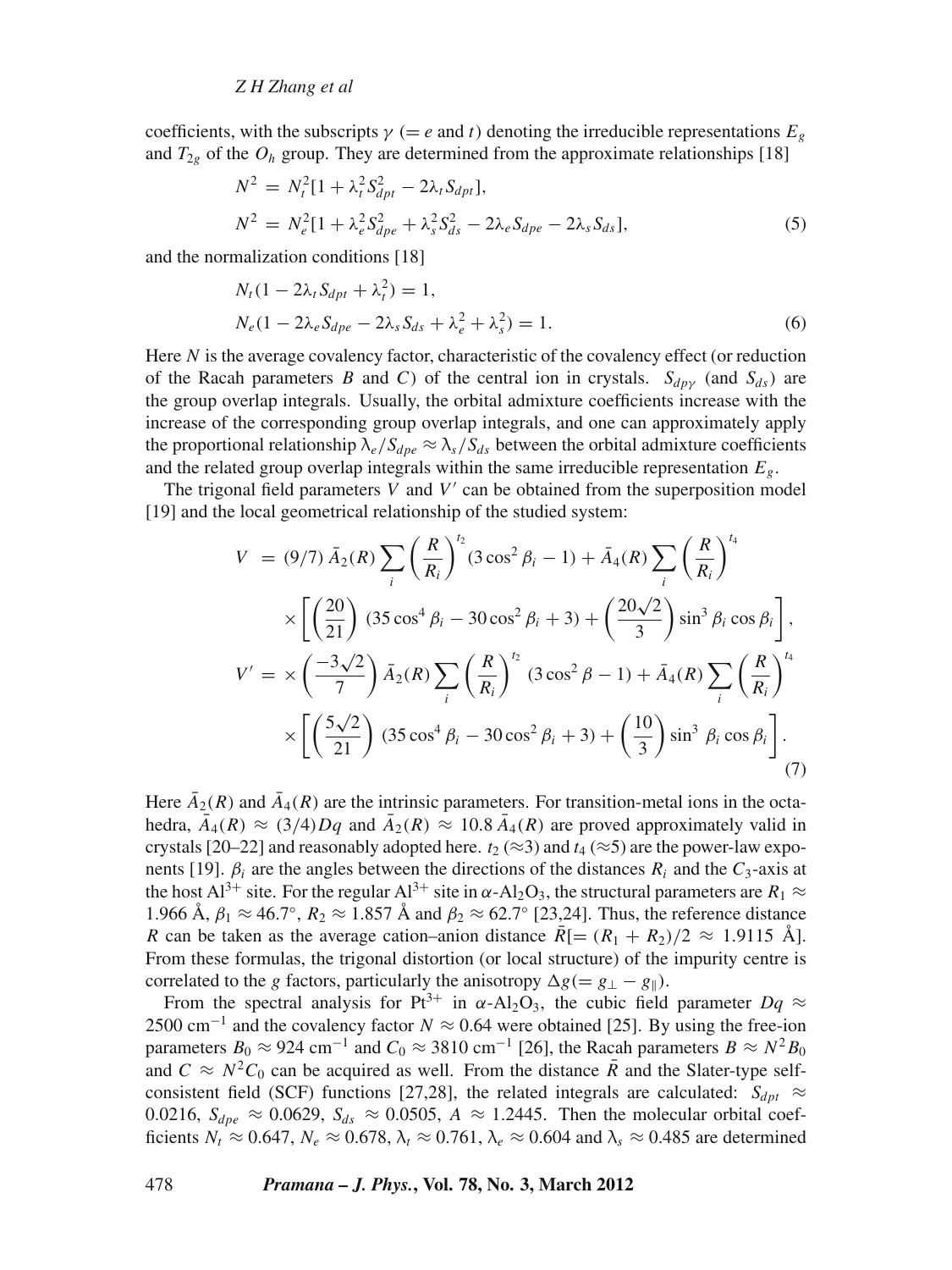coefficients, with the subscripts $\gamma$ ($= e$ and $t$) denoting the irreducible representations $E_g$ and $T_{2g}$ of the $O_h$ group. They are determined from the approximate relationships [18]

$$
\begin{aligned}
N^2 &= N_t^2[1 + \lambda_t^2 S_{dpt}^2 - 2\lambda_t S_{dpt}], \\
N^2 &= N_e^2[1 + \lambda_e^2 S_{dpe}^2 + \lambda_s^2 S_{ds}^2 - 2\lambda_e S_{dpe} - 2\lambda_s S_{ds}],
\end{aligned} \tag{5}
$$

and the normalization conditions [18]

$$
\begin{aligned}
N_t(1 - 2\lambda_t S_{dpt} + \lambda_t^2) &= 1, \\
N_e(1 - 2\lambda_e S_{dpe} - 2\lambda_s S_{ds} + \lambda_e^2 + \lambda_s^2) &= 1.
\end{aligned} \tag{6}
$$

Here $N$ is the average covalency factor, characteristic of the covalency effect (or reduction of the Racah parameters $B$ and $C$) of the central ion in crystals. $S_{dp\gamma}$ (and $S_{ds}$) are the group overlap integrals. Usually, the orbital admixture coefficients increase with the increase of the corresponding group overlap integrals, and one can approximately apply the proportional relationship $\lambda_e/S_{dpe} \approx \lambda_s/S_{ds}$ between the orbital admixture coefficients and the related group overlap integrals within the same irreducible representation $E_g$.

The trigonal field parameters $V$ and $V'$ can be obtained from the superposition model [19] and the local geometrical relationship of the studied system:

$$
\begin{aligned}
V \;=\;& (9/7)\,\bar{A}_2(R)\sum_i \left(\frac{R}{R_i}\right)^{t_2}(3\cos^2\beta_i - 1) + \bar{A}_4(R)\sum_i \left(\frac{R}{R_i}\right)^{t_4} \\
&\times \left[\left(\frac{20}{21}\right)(35\cos^4\beta_i - 30\cos^2\beta_i + 3) + \left(\frac{20\sqrt{2}}{3}\right)\sin^3\beta_i\cos\beta_i\right], \\
V' \;=\;& \times\left(\frac{-3\sqrt{2}}{7}\right)\bar{A}_2(R)\sum_i \left(\frac{R}{R_i}\right)^{t_2}(3\cos^2\beta - 1) + \bar{A}_4(R)\sum_i \left(\frac{R}{R_i}\right)^{t_4} \\
&\times \left[\left(\frac{5\sqrt{2}}{21}\right)(35\cos^4\beta_i - 30\cos^2\beta_i + 3) + \left(\frac{10}{3}\right)\sin^3\beta_i\cos\beta_i\right].
\end{aligned} \tag{7}
$$

Here $\bar{A}_2(R)$ and $\bar{A}_4(R)$ are the intrinsic parameters. For transition-metal ions in the octahedra, $\bar{A}_4(R) \approx (3/4)Dq$ and $\bar{A}_2(R) \approx 10.8\,\bar{A}_4(R)$ are proved approximately valid in crystals [20–22] and reasonably adopted here. $t_2$ ($\approx$3) and $t_4$ ($\approx$5) are the power-law exponents [19]. $\beta_i$ are the angles between the directions of the distances $R_i$ and the $C_3$-axis at the host $Al^{3+}$ site. For the regular $Al^{3+}$ site in $\alpha$-$Al_2O_3$, the structural parameters are $R_1 \approx 1.966$ Å, $\beta_1 \approx 46.7°$, $R_2 \approx 1.857$ Å and $\beta_2 \approx 62.7°$ [23,24]. Thus, the reference distance $R$ can be taken as the average cation–anion distance $\bar{R}[= (R_1 + R_2)/2 \approx 1.9115$ Å$]$. From these formulas, the trigonal distortion (or local structure) of the impurity centre is correlated to the $g$ factors, particularly the anisotropy $\Delta g(= g_\perp - g_\parallel)$.

From the spectral analysis for $Pt^{3+}$ in $\alpha$-$Al_2O_3$, the cubic field parameter $Dq \approx 2500$ cm$^{-1}$ and the covalency factor $N \approx 0.64$ were obtained [25]. By using the free-ion parameters $B_0 \approx 924$ cm$^{-1}$ and $C_0 \approx 3810$ cm$^{-1}$ [26], the Racah parameters $B \approx N^2 B_0$ and $C \approx N^2 C_0$ can be acquired as well. From the distance $\bar{R}$ and the Slater-type self-consistent field (SCF) functions [27,28], the related integrals are calculated: $S_{dpt} \approx 0.0216$, $S_{dpe} \approx 0.0629$, $S_{ds} \approx 0.0505$, $A \approx 1.2445$. Then the molecular orbital coefficients $N_t \approx 0.647$, $N_e \approx 0.678$, $\lambda_t \approx 0.761$, $\lambda_e \approx 0.604$ and $\lambda_s \approx 0.485$ are determined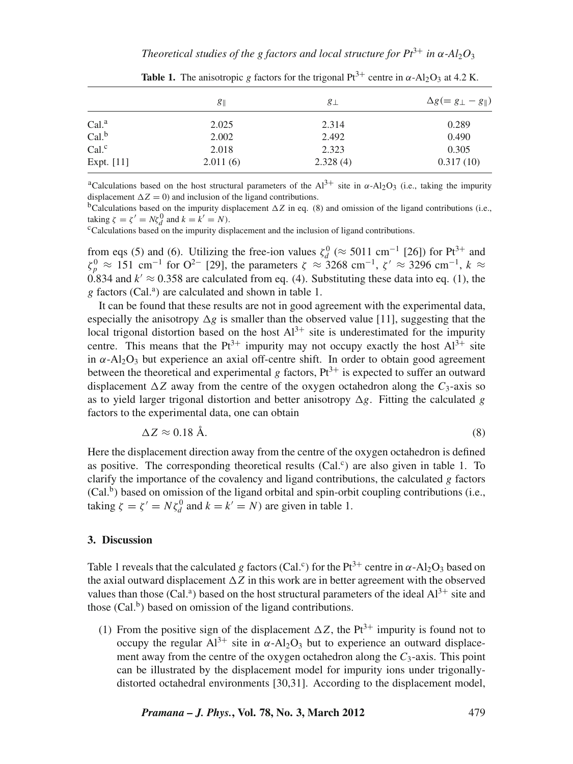**Table 1.** The anisotropic $g$ factors for the trigonal $Pt^{3+}$ centre in $\alpha$-$Al_2O_3$ at 4.2 K.

| | $g_\parallel$ | $g_\perp$ | $\Delta g(= g_\perp - g_\parallel)$ |
|---|---|---|---|
| Cal.[a] | 2.025 | 2.314 | 0.289 |
| Cal.[b] | 2.002 | 2.492 | 0.490 |
| Cal.[c] | 2.018 | 2.323 | 0.305 |
| Expt. [11] | 2.011 (6) | 2.328 (4) | 0.317 (10) |

[a]Calculations based on the host structural parameters of the $Al^{3+}$ site in $\alpha$-$Al_2O_3$ (i.e., taking the impurity displacement $\Delta Z = 0$) and inclusion of the ligand contributions.
[b]Calculations based on the impurity displacement $\Delta Z$ in eq. (8) and omission of the ligand contributions (i.e., taking $\zeta = \zeta' = N\zeta_d^0$ and $k = k' = N$).
[c]Calculations based on the impurity displacement and the inclusion of ligand contributions.

from eqs (5) and (6). Utilizing the free-ion values $\zeta_d^0$ ($\approx 5011$ cm$^{-1}$ [26]) for $Pt^{3+}$ and $\zeta_p^0 \approx 151$ cm$^{-1}$ for $O^{2-}$ [29], the parameters $\zeta \approx 3268$ cm$^{-1}$, $\zeta' \approx 3296$ cm$^{-1}$, $k \approx 0.834$ and $k' \approx 0.358$ are calculated from eq. (4). Substituting these data into eq. (1), the $g$ factors (Cal.[a]) are calculated and shown in table 1.

It can be found that these results are not in good agreement with the experimental data, especially the anisotropy $\Delta g$ is smaller than the observed value [11], suggesting that the local trigonal distortion based on the host $Al^{3+}$ site is underestimated for the impurity centre. This means that the $Pt^{3+}$ impurity may not occupy exactly the host $Al^{3+}$ site in $\alpha$-$Al_2O_3$ but experience an axial off-centre shift. In order to obtain good agreement between the theoretical and experimental $g$ factors, $Pt^{3+}$ is expected to suffer an outward displacement $\Delta Z$ away from the centre of the oxygen octahedron along the $C_3$-axis so as to yield larger trigonal distortion and better anisotropy $\Delta g$. Fitting the calculated $g$ factors to the experimental data, one can obtain

$$\Delta Z \approx 0.18 \text{ Å}. \tag{8}$$

Here the displacement direction away from the centre of the oxygen octahedron is defined as positive. The corresponding theoretical results (Cal.[c]) are also given in table 1. To clarify the importance of the covalency and ligand contributions, the calculated $g$ factors (Cal.[b]) based on omission of the ligand orbital and spin-orbit coupling contributions (i.e., taking $\zeta = \zeta' = N\zeta_d^0$ and $k = k' = N$) are given in table 1.

## 3. Discussion

Table 1 reveals that the calculated $g$ factors (Cal.[c]) for the $Pt^{3+}$ centre in $\alpha$-$Al_2O_3$ based on the axial outward displacement $\Delta Z$ in this work are in better agreement with the observed values than those (Cal.[a]) based on the host structural parameters of the ideal $Al^{3+}$ site and those (Cal.[b]) based on omission of the ligand contributions.

(1) From the positive sign of the displacement $\Delta Z$, the $Pt^{3+}$ impurity is found not to occupy the regular $Al^{3+}$ site in $\alpha$-$Al_2O_3$ but to experience an outward displacement away from the centre of the oxygen octahedron along the $C_3$-axis. This point can be illustrated by the displacement model for impurity ions under trigonally-distorted octahedral environments [30,31]. According to the displacement model,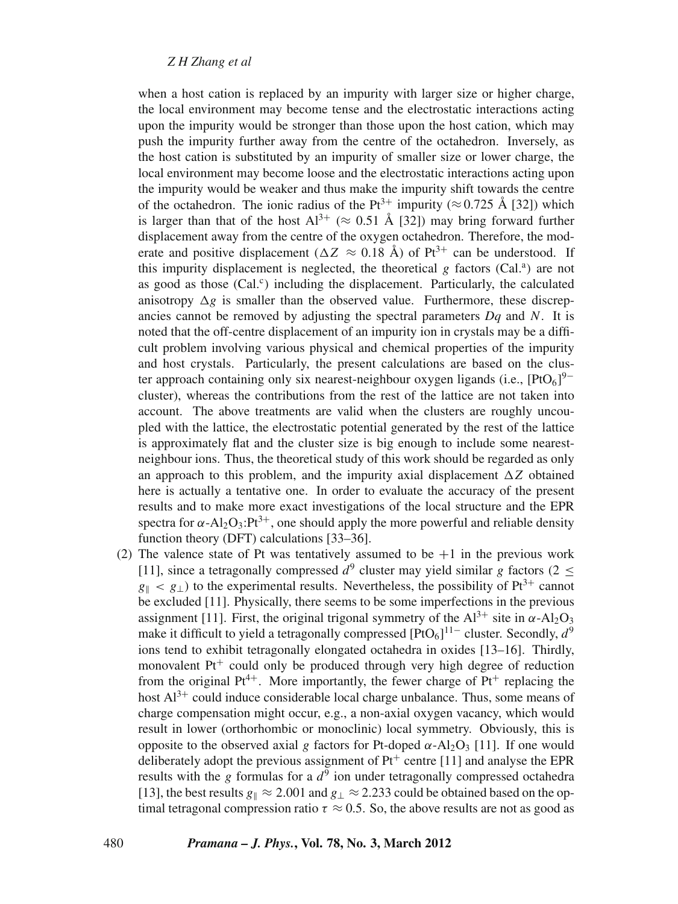when a host cation is replaced by an impurity with larger size or higher charge, the local environment may become tense and the electrostatic interactions acting upon the impurity would be stronger than those upon the host cation, which may push the impurity further away from the centre of the octahedron. Inversely, as the host cation is substituted by an impurity of smaller size or lower charge, the local environment may become loose and the electrostatic interactions acting upon the impurity would be weaker and thus make the impurity shift towards the centre of the octahedron. The ionic radius of the $Pt^{3+}$ impurity ($\approx 0.725$ Å [32]) which is larger than that of the host $Al^{3+}$ ($\approx 0.51$ Å [32]) may bring forward further displacement away from the centre of the oxygen octahedron. Therefore, the moderate and positive displacement ($\Delta Z \approx 0.18$ Å) of $Pt^{3+}$ can be understood. If this impurity displacement is neglected, the theoretical $g$ factors (Cal.[a]) are not as good as those (Cal.[c]) including the displacement. Particularly, the calculated anisotropy $\Delta g$ is smaller than the observed value. Furthermore, these discrepancies cannot be removed by adjusting the spectral parameters $Dq$ and $N$. It is noted that the off-centre displacement of an impurity ion in crystals may be a difficult problem involving various physical and chemical properties of the impurity and host crystals. Particularly, the present calculations are based on the cluster approach containing only six nearest-neighbour oxygen ligands (i.e., $[PtO_6]^{9-}$ cluster), whereas the contributions from the rest of the lattice are not taken into account. The above treatments are valid when the clusters are roughly uncoupled with the lattice, the electrostatic potential generated by the rest of the lattice is approximately flat and the cluster size is big enough to include some nearest-neighbour ions. Thus, the theoretical study of this work should be regarded as only an approach to this problem, and the impurity axial displacement $\Delta Z$ obtained here is actually a tentative one. In order to evaluate the accuracy of the present results and to make more exact investigations of the local structure and the EPR spectra for $\alpha$-$Al_2O_3$:$Pt^{3+}$, one should apply the more powerful and reliable density function theory (DFT) calculations [33–36].

(2) The valence state of Pt was tentatively assumed to be +1 in the previous work [11], since a tetragonally compressed $d^9$ cluster may yield similar $g$ factors ($2 \leq g_{\parallel} < g_{\perp}$) to the experimental results. Nevertheless, the possibility of $Pt^{3+}$ cannot be excluded [11]. Physically, there seems to be some imperfections in the previous assignment [11]. First, the original trigonal symmetry of the $Al^{3+}$ site in $\alpha$-$Al_2O_3$ make it difficult to yield a tetragonally compressed $[PtO_6]^{11-}$ cluster. Secondly, $d^9$ ions tend to exhibit tetragonally elongated octahedra in oxides [13–16]. Thirdly, monovalent $Pt^{+}$ could only be produced through very high degree of reduction from the original $Pt^{4+}$. More importantly, the fewer charge of $Pt^{+}$ replacing the host $Al^{3+}$ could induce considerable local charge unbalance. Thus, some means of charge compensation might occur, e.g., a non-axial oxygen vacancy, which would result in lower (orthorhombic or monoclinic) local symmetry. Obviously, this is opposite to the observed axial $g$ factors for Pt-doped $\alpha$-$Al_2O_3$ [11]. If one would deliberately adopt the previous assignment of $Pt^{+}$ centre [11] and analyse the EPR results with the $g$ formulas for a $d^9$ ion under tetragonally compressed octahedra [13], the best results $g_{\parallel} \approx 2.001$ and $g_{\perp} \approx 2.233$ could be obtained based on the optimal tetragonal compression ratio $\tau \approx 0.5$. So, the above results are not as good as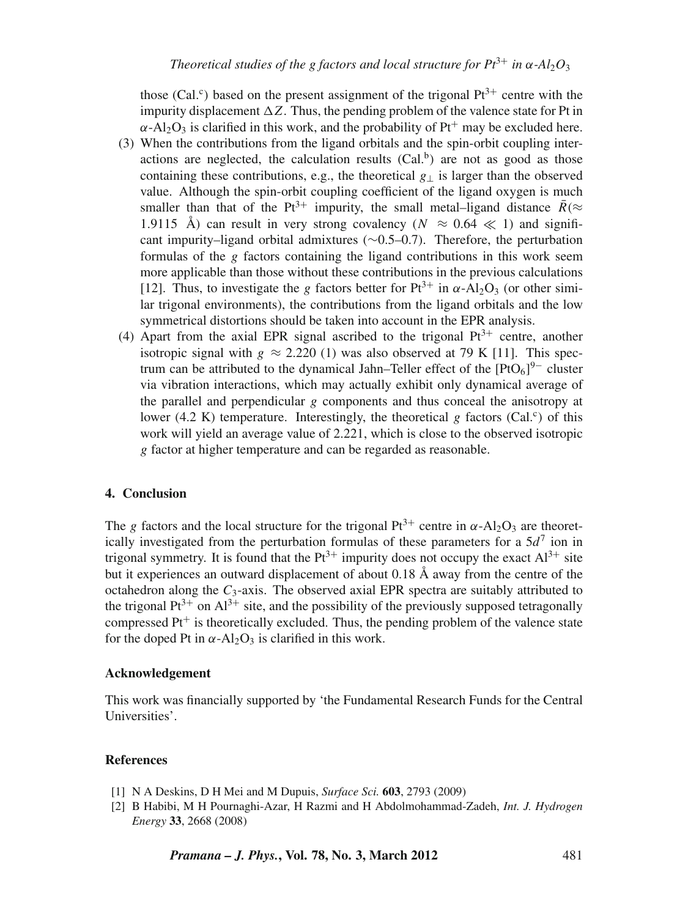those (Cal.[c]) based on the present assignment of the trigonal $Pt^{3+}$ centre with the impurity displacement $\Delta Z$. Thus, the pending problem of the valence state for Pt in $\alpha$-$Al_2O_3$ is clarified in this work, and the probability of $Pt^+$ may be excluded here.

(3) When the contributions from the ligand orbitals and the spin-orbit coupling interactions are neglected, the calculation results (Cal.[b]) are not as good as those containing these contributions, e.g., the theoretical $g_\perp$ is larger than the observed value. Although the spin-orbit coupling coefficient of the ligand oxygen is much smaller than that of the $Pt^{3+}$ impurity, the small metal–ligand distance $\bar{R}(\approx 1.9115$ Å) can result in very strong covalency ($N \approx 0.64 \ll 1$) and significant impurity–ligand orbital admixtures ($\sim$0.5–0.7). Therefore, the perturbation formulas of the $g$ factors containing the ligand contributions in this work seem more applicable than those without these contributions in the previous calculations [12]. Thus, to investigate the $g$ factors better for $Pt^{3+}$ in $\alpha$-$Al_2O_3$ (or other similar trigonal environments), the contributions from the ligand orbitals and the low symmetrical distortions should be taken into account in the EPR analysis.

(4) Apart from the axial EPR signal ascribed to the trigonal $Pt^{3+}$ centre, another isotropic signal with $g \approx 2.220$ (1) was also observed at 79 K [11]. This spectrum can be attributed to the dynamical Jahn–Teller effect of the $[PtO_6]^{9-}$ cluster via vibration interactions, which may actually exhibit only dynamical average of the parallel and perpendicular $g$ components and thus conceal the anisotropy at lower (4.2 K) temperature. Interestingly, the theoretical $g$ factors (Cal.[c]) of this work will yield an average value of 2.221, which is close to the observed isotropic $g$ factor at higher temperature and can be regarded as reasonable.

## 4. Conclusion

The $g$ factors and the local structure for the trigonal $Pt^{3+}$ centre in $\alpha$-$Al_2O_3$ are theoretically investigated from the perturbation formulas of these parameters for a $5d^7$ ion in trigonal symmetry. It is found that the $Pt^{3+}$ impurity does not occupy the exact $Al^{3+}$ site but it experiences an outward displacement of about 0.18 Å away from the centre of the octahedron along the $C_3$-axis. The observed axial EPR spectra are suitably attributed to the trigonal $Pt^{3+}$ on $Al^{3+}$ site, and the possibility of the previously supposed tetragonally compressed $Pt^+$ is theoretically excluded. Thus, the pending problem of the valence state for the doped Pt in $\alpha$-$Al_2O_3$ is clarified in this work.

### Acknowledgement

This work was financially supported by 'the Fundamental Research Funds for the Central Universities'.

### References

[1] N A Deskins, D H Mei and M Dupuis, *Surface Sci.* **603**, 2793 (2009)

[2] B Habibi, M H Pournaghi-Azar, H Razmi and H Abdolmohammad-Zadeh, *Int. J. Hydrogen Energy* **33**, 2668 (2008)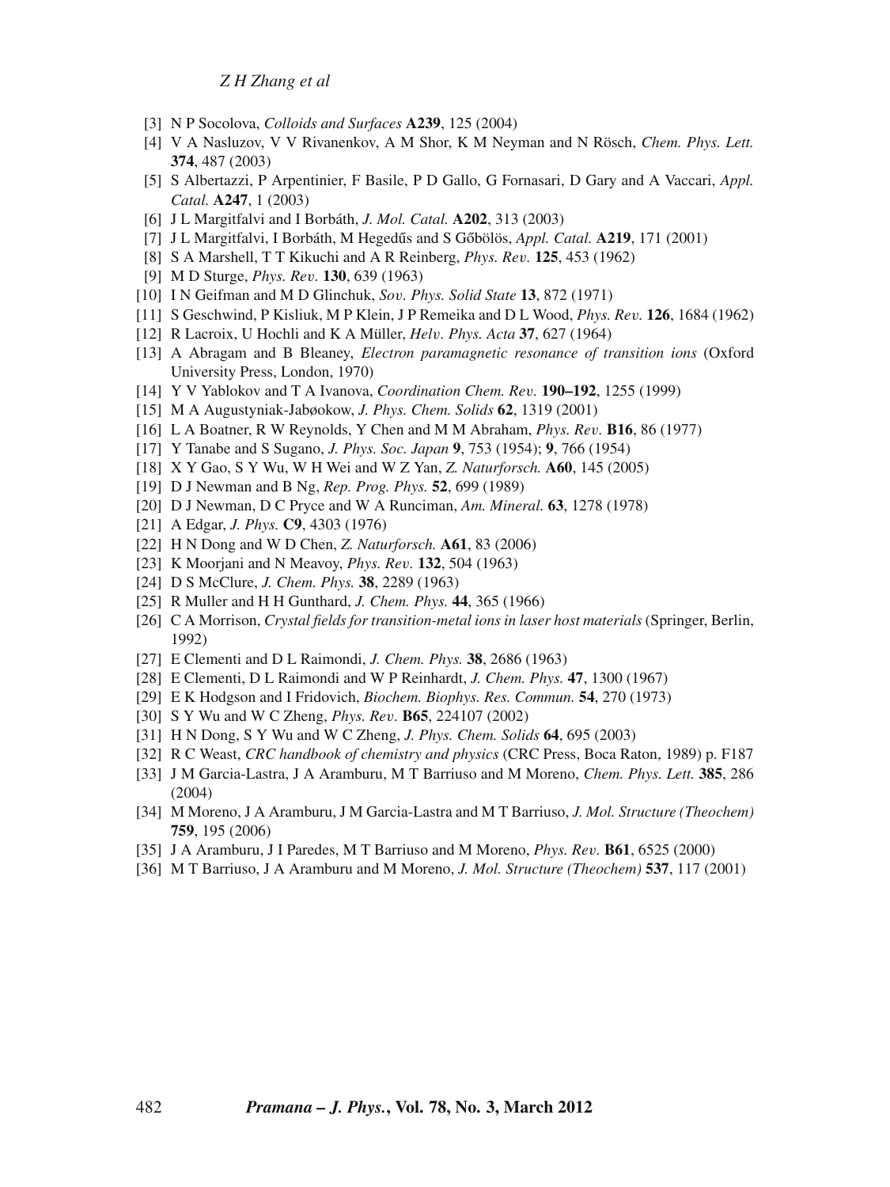[3] N P Socolova, *Colloids and Surfaces* **A239**, 125 (2004)

[4] V A Nasluzov, V V Rivanenkov, A M Shor, K M Neyman and N Rösch, *Chem. Phys. Lett.* **374**, 487 (2003)

[5] S Albertazzi, P Arpentinier, F Basile, P D Gallo, G Fornasari, D Gary and A Vaccari, *Appl. Catal.* **A247**, 1 (2003)

[6] J L Margitfalvi and I Borbáth, *J. Mol. Catal.* **A202**, 313 (2003)

[7] J L Margitfalvi, I Borbáth, M Hegedűs and S Gőbölös, *Appl. Catal.* **A219**, 171 (2001)

[8] S A Marshell, T T Kikuchi and A R Reinberg, *Phys. Rev.* **125**, 453 (1962)

[9] M D Sturge, *Phys. Rev.* **130**, 639 (1963)

[10] I N Geifman and M D Glinchuk, *Sov. Phys. Solid State* **13**, 872 (1971)

[11] S Geschwind, P Kisliuk, M P Klein, J P Remeika and D L Wood, *Phys. Rev.* **126**, 1684 (1962)

[12] R Lacroix, U Hochli and K A Müller, *Helv. Phys. Acta* **37**, 627 (1964)

[13] A Abragam and B Bleaney, *Electron paramagnetic resonance of transition ions* (Oxford University Press, London, 1970)

[14] Y V Yablokov and T A Ivanova, *Coordination Chem. Rev.* **190–192**, 1255 (1999)

[15] M A Augustyniak-Jabøokow, *J. Phys. Chem. Solids* **62**, 1319 (2001)

[16] L A Boatner, R W Reynolds, Y Chen and M M Abraham, *Phys. Rev.* **B16**, 86 (1977)

[17] Y Tanabe and S Sugano, *J. Phys. Soc. Japan* **9**, 753 (1954); **9**, 766 (1954)

[18] X Y Gao, S Y Wu, W H Wei and W Z Yan, *Z. Naturforsch.* **A60**, 145 (2005)

[19] D J Newman and B Ng, *Rep. Prog. Phys.* **52**, 699 (1989)

[20] D J Newman, D C Pryce and W A Runciman, *Am. Mineral.* **63**, 1278 (1978)

[21] A Edgar, *J. Phys.* **C9**, 4303 (1976)

[22] H N Dong and W D Chen, *Z. Naturforsch.* **A61**, 83 (2006)

[23] K Moorjani and N Meavoy, *Phys. Rev.* **132**, 504 (1963)

[24] D S McClure, *J. Chem. Phys.* **38**, 2289 (1963)

[25] R Muller and H H Gunthard, *J. Chem. Phys.* **44**, 365 (1966)

[26] C A Morrison, *Crystal fields for transition-metal ions in laser host materials* (Springer, Berlin, 1992)

[27] E Clementi and D L Raimondi, *J. Chem. Phys.* **38**, 2686 (1963)

[28] E Clementi, D L Raimondi and W P Reinhardt, *J. Chem. Phys.* **47**, 1300 (1967)

[29] E K Hodgson and I Fridovich, *Biochem. Biophys. Res. Commun.* **54**, 270 (1973)

[30] S Y Wu and W C Zheng, *Phys. Rev.* **B65**, 224107 (2002)

[31] H N Dong, S Y Wu and W C Zheng, *J. Phys. Chem. Solids* **64**, 695 (2003)

[32] R C Weast, *CRC handbook of chemistry and physics* (CRC Press, Boca Raton, 1989) p. F187

[33] J M Garcia-Lastra, J A Aramburu, M T Barriuso and M Moreno, *Chem. Phys. Lett.* **385**, 286 (2004)

[34] M Moreno, J A Aramburu, J M Garcia-Lastra and M T Barriuso, *J. Mol. Structure (Theochem)* **759**, 195 (2006)

[35] J A Aramburu, J I Paredes, M T Barriuso and M Moreno, *Phys. Rev.* **B61**, 6525 (2000)

[36] M T Barriuso, J A Aramburu and M Moreno, *J. Mol. Structure (Theochem)* **537**, 117 (2001)